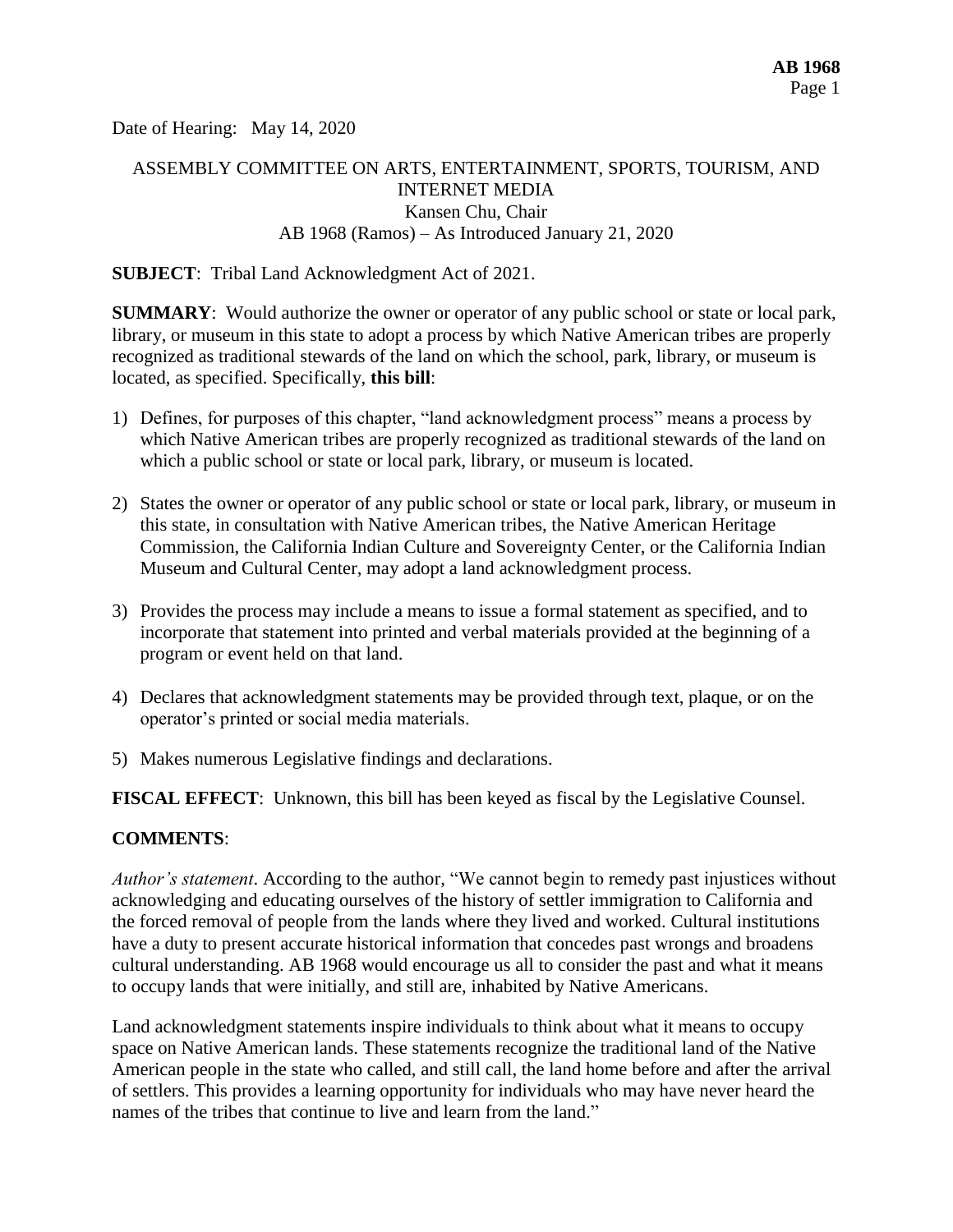Date of Hearing: May 14, 2020

ASSEMBLY COMMITTEE ON ARTS, ENTERTAINMENT, SPORTS, TOURISM, AND INTERNET MEDIA
Kansen Chu, Chair
AB 1968 (Ramos) – As Introduced January 21, 2020

**SUBJECT**: Tribal Land Acknowledgment Act of 2021.

**SUMMARY**: Would authorize the owner or operator of any public school or state or local park, library, or museum in this state to adopt a process by which Native American tribes are properly recognized as traditional stewards of the land on which the school, park, library, or museum is located, as specified. Specifically, **this bill**:

1) Defines, for purposes of this chapter, "land acknowledgment process" means a process by which Native American tribes are properly recognized as traditional stewards of the land on which a public school or state or local park, library, or museum is located.

2) States the owner or operator of any public school or state or local park, library, or museum in this state, in consultation with Native American tribes, the Native American Heritage Commission, the California Indian Culture and Sovereignty Center, or the California Indian Museum and Cultural Center, may adopt a land acknowledgment process.

3) Provides the process may include a means to issue a formal statement as specified, and to incorporate that statement into printed and verbal materials provided at the beginning of a program or event held on that land.

4) Declares that acknowledgment statements may be provided through text, plaque, or on the operator's printed or social media materials.

5) Makes numerous Legislative findings and declarations.

**FISCAL EFFECT**: Unknown, this bill has been keyed as fiscal by the Legislative Counsel.

**COMMENTS**:

*Author's statement*. According to the author, "We cannot begin to remedy past injustices without acknowledging and educating ourselves of the history of settler immigration to California and the forced removal of people from the lands where they lived and worked. Cultural institutions have a duty to present accurate historical information that concedes past wrongs and broadens cultural understanding. AB 1968 would encourage us all to consider the past and what it means to occupy lands that were initially, and still are, inhabited by Native Americans.

Land acknowledgment statements inspire individuals to think about what it means to occupy space on Native American lands. These statements recognize the traditional land of the Native American people in the state who called, and still call, the land home before and after the arrival of settlers. This provides a learning opportunity for individuals who may have never heard the names of the tribes that continue to live and learn from the land."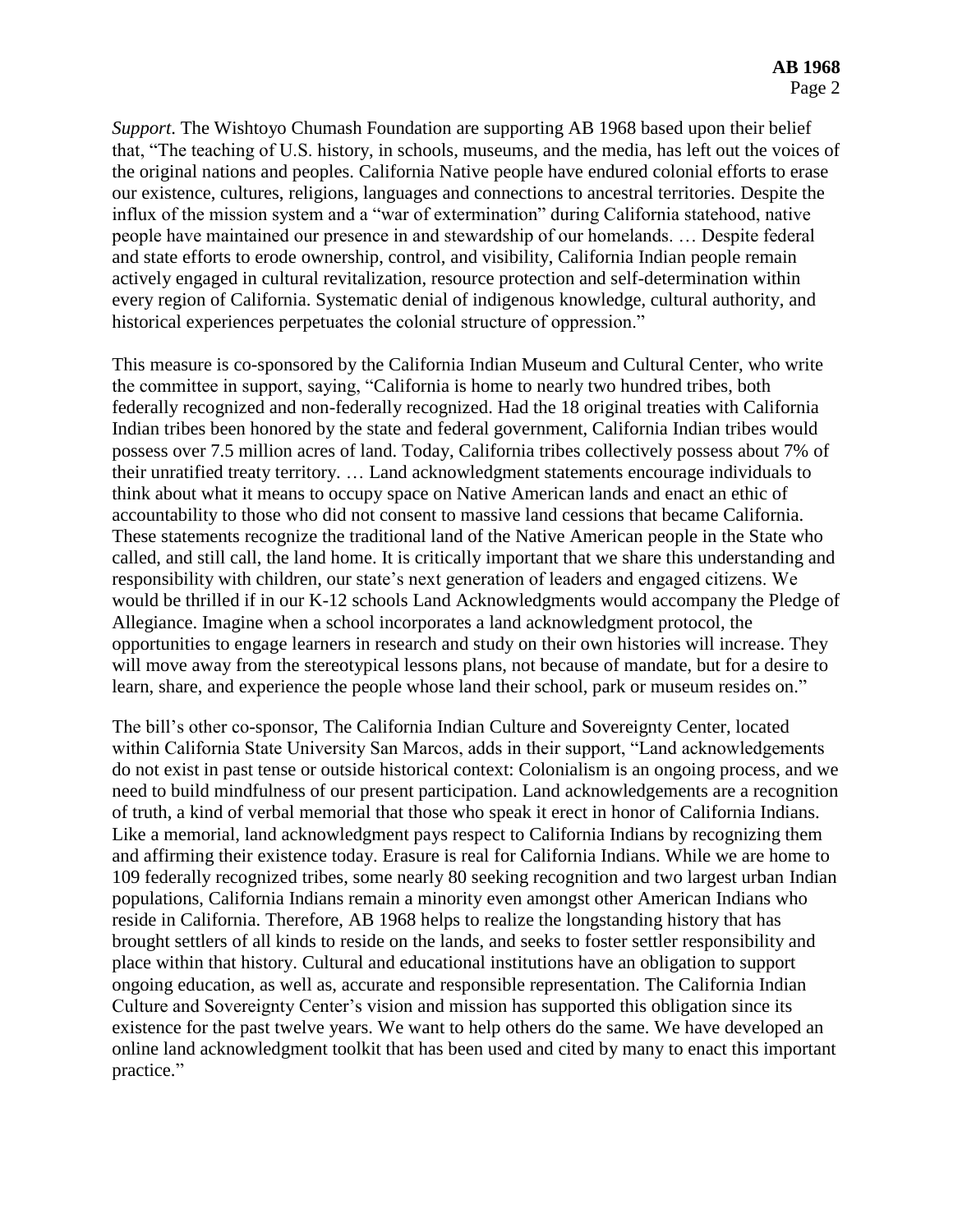*Support*. The Wishtoyo Chumash Foundation are supporting AB 1968 based upon their belief that, "The teaching of U.S. history, in schools, museums, and the media, has left out the voices of the original nations and peoples. California Native people have endured colonial efforts to erase our existence, cultures, religions, languages and connections to ancestral territories. Despite the influx of the mission system and a "war of extermination" during California statehood, native people have maintained our presence in and stewardship of our homelands. … Despite federal and state efforts to erode ownership, control, and visibility, California Indian people remain actively engaged in cultural revitalization, resource protection and self-determination within every region of California. Systematic denial of indigenous knowledge, cultural authority, and historical experiences perpetuates the colonial structure of oppression."

This measure is co-sponsored by the California Indian Museum and Cultural Center, who write the committee in support, saying, "California is home to nearly two hundred tribes, both federally recognized and non-federally recognized. Had the 18 original treaties with California Indian tribes been honored by the state and federal government, California Indian tribes would possess over 7.5 million acres of land. Today, California tribes collectively possess about 7% of their unratified treaty territory. … Land acknowledgment statements encourage individuals to think about what it means to occupy space on Native American lands and enact an ethic of accountability to those who did not consent to massive land cessions that became California. These statements recognize the traditional land of the Native American people in the State who called, and still call, the land home. It is critically important that we share this understanding and responsibility with children, our state's next generation of leaders and engaged citizens. We would be thrilled if in our K-12 schools Land Acknowledgments would accompany the Pledge of Allegiance. Imagine when a school incorporates a land acknowledgment protocol, the opportunities to engage learners in research and study on their own histories will increase. They will move away from the stereotypical lessons plans, not because of mandate, but for a desire to learn, share, and experience the people whose land their school, park or museum resides on."

The bill's other co-sponsor, The California Indian Culture and Sovereignty Center, located within California State University San Marcos, adds in their support, "Land acknowledgements do not exist in past tense or outside historical context: Colonialism is an ongoing process, and we need to build mindfulness of our present participation. Land acknowledgements are a recognition of truth, a kind of verbal memorial that those who speak it erect in honor of California Indians. Like a memorial, land acknowledgment pays respect to California Indians by recognizing them and affirming their existence today. Erasure is real for California Indians. While we are home to 109 federally recognized tribes, some nearly 80 seeking recognition and two largest urban Indian populations, California Indians remain a minority even amongst other American Indians who reside in California. Therefore, AB 1968 helps to realize the longstanding history that has brought settlers of all kinds to reside on the lands, and seeks to foster settler responsibility and place within that history. Cultural and educational institutions have an obligation to support ongoing education, as well as, accurate and responsible representation. The California Indian Culture and Sovereignty Center's vision and mission has supported this obligation since its existence for the past twelve years. We want to help others do the same. We have developed an online land acknowledgment toolkit that has been used and cited by many to enact this important practice."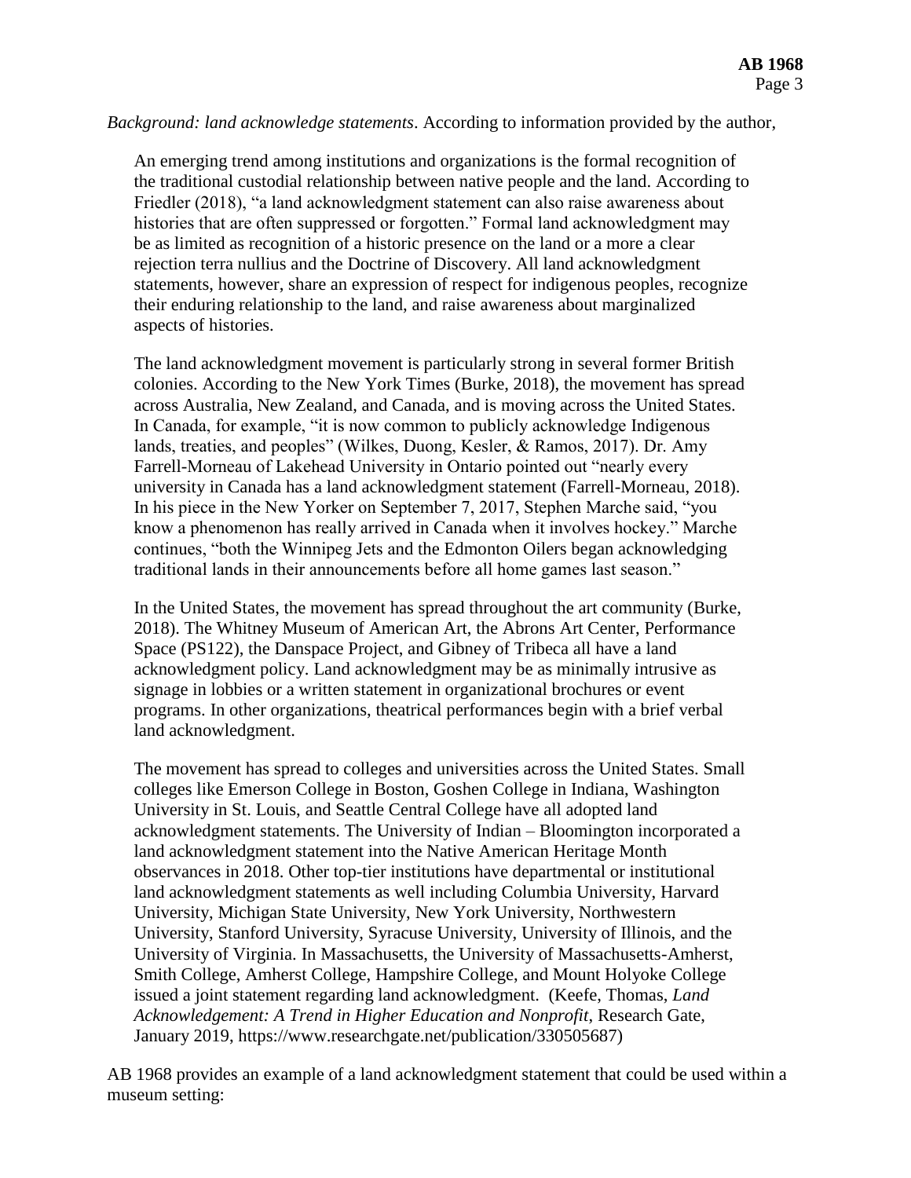*Background: land acknowledge statements*. According to information provided by the author,

> An emerging trend among institutions and organizations is the formal recognition of the traditional custodial relationship between native people and the land. According to Friedler (2018), "a land acknowledgment statement can also raise awareness about histories that are often suppressed or forgotten." Formal land acknowledgment may be as limited as recognition of a historic presence on the land or a more a clear rejection terra nullius and the Doctrine of Discovery. All land acknowledgment statements, however, share an expression of respect for indigenous peoples, recognize their enduring relationship to the land, and raise awareness about marginalized aspects of histories.
>
> The land acknowledgment movement is particularly strong in several former British colonies. According to the New York Times (Burke, 2018), the movement has spread across Australia, New Zealand, and Canada, and is moving across the United States. In Canada, for example, "it is now common to publicly acknowledge Indigenous lands, treaties, and peoples" (Wilkes, Duong, Kesler, & Ramos, 2017). Dr. Amy Farrell-Morneau of Lakehead University in Ontario pointed out "nearly every university in Canada has a land acknowledgment statement (Farrell-Morneau, 2018). In his piece in the New Yorker on September 7, 2017, Stephen Marche said, "you know a phenomenon has really arrived in Canada when it involves hockey." Marche continues, "both the Winnipeg Jets and the Edmonton Oilers began acknowledging traditional lands in their announcements before all home games last season."
>
> In the United States, the movement has spread throughout the art community (Burke, 2018). The Whitney Museum of American Art, the Abrons Art Center, Performance Space (PS122), the Danspace Project, and Gibney of Tribeca all have a land acknowledgment policy. Land acknowledgment may be as minimally intrusive as signage in lobbies or a written statement in organizational brochures or event programs. In other organizations, theatrical performances begin with a brief verbal land acknowledgment.
>
> The movement has spread to colleges and universities across the United States. Small colleges like Emerson College in Boston, Goshen College in Indiana, Washington University in St. Louis, and Seattle Central College have all adopted land acknowledgment statements. The University of Indian – Bloomington incorporated a land acknowledgment statement into the Native American Heritage Month observances in 2018. Other top-tier institutions have departmental or institutional land acknowledgment statements as well including Columbia University, Harvard University, Michigan State University, New York University, Northwestern University, Stanford University, Syracuse University, University of Illinois, and the University of Virginia. In Massachusetts, the University of Massachusetts-Amherst, Smith College, Amherst College, Hampshire College, and Mount Holyoke College issued a joint statement regarding land acknowledgment. (Keefe, Thomas, *Land Acknowledgement: A Trend in Higher Education and Nonprofit*, Research Gate, January 2019, https://www.researchgate.net/publication/330505687)

AB 1968 provides an example of a land acknowledgment statement that could be used within a museum setting: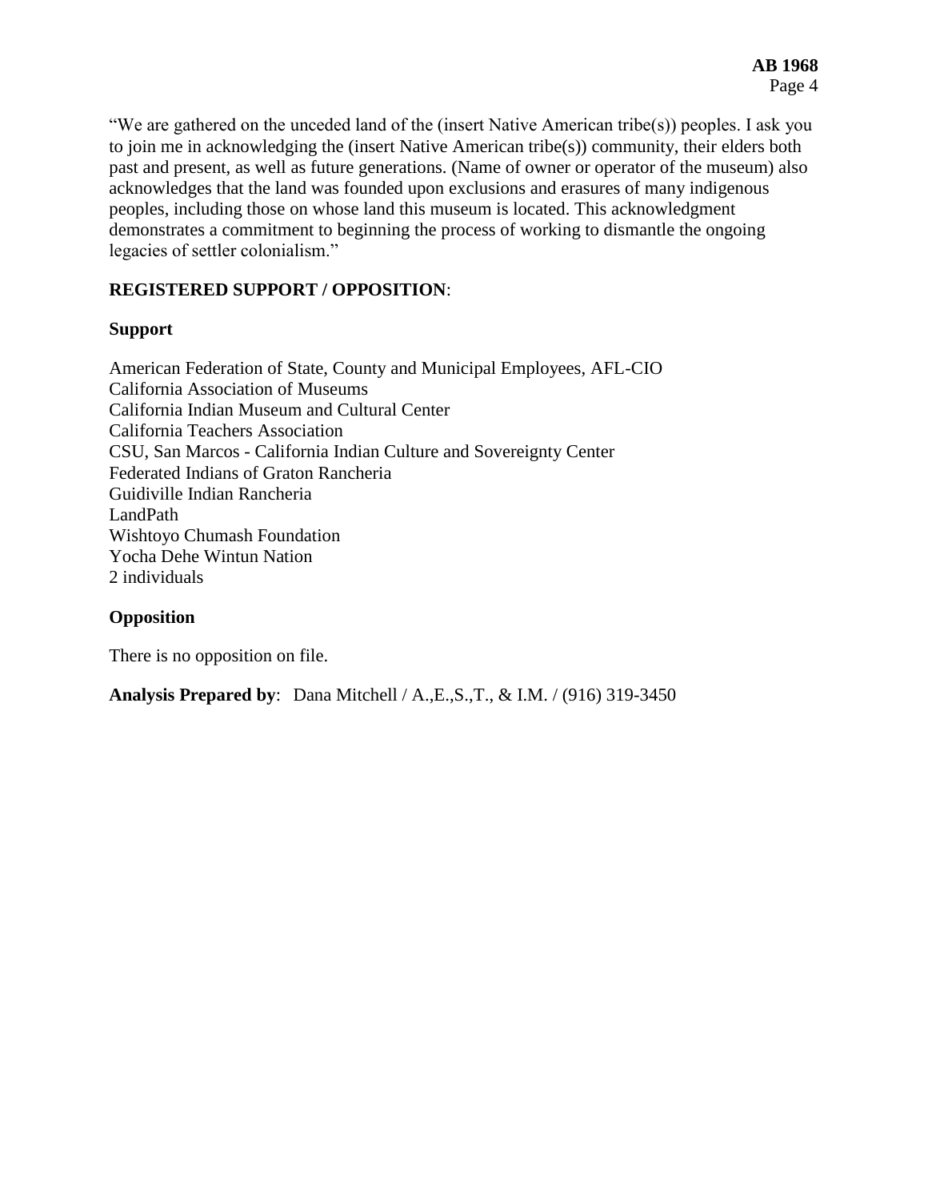"We are gathered on the unceded land of the (insert Native American tribe(s)) peoples. I ask you to join me in acknowledging the (insert Native American tribe(s)) community, their elders both past and present, as well as future generations. (Name of owner or operator of the museum) also acknowledges that the land was founded upon exclusions and erasures of many indigenous peoples, including those on whose land this museum is located. This acknowledgment demonstrates a commitment to beginning the process of working to dismantle the ongoing legacies of settler colonialism."

**REGISTERED SUPPORT / OPPOSITION**:

**Support**

American Federation of State, County and Municipal Employees, AFL-CIO
California Association of Museums
California Indian Museum and Cultural Center
California Teachers Association
CSU, San Marcos - California Indian Culture and Sovereignty Center
Federated Indians of Graton Rancheria
Guidiville Indian Rancheria
LandPath
Wishtoyo Chumash Foundation
Yocha Dehe Wintun Nation
2 individuals

**Opposition**

There is no opposition on file.

**Analysis Prepared by**: Dana Mitchell / A.,E.,S.,T., & I.M. / (916) 319-3450